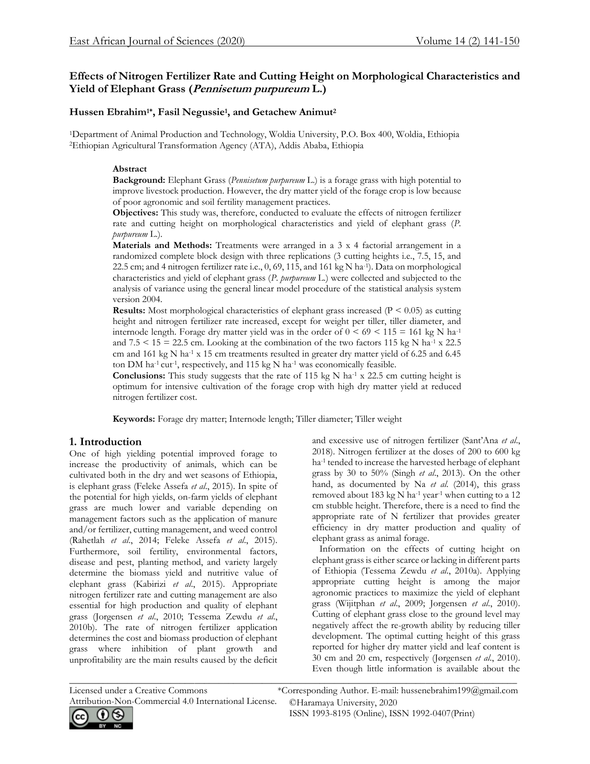# Effects of Nitrogen Fertilizer Rate and Cutting Height on Morphological Characteristics and Yield of Elephant Grass (*Pennisetum purpureum* L.)

**Hussen Ebrahim[1]*, Fasil Negussie[1], and Getachew Animut[2]**

[1]Department of Animal Production and Technology, Woldia University, P.O. Box 400, Woldia, Ethiopia
[2]Ethiopian Agricultural Transformation Agency (ATA), Addis Ababa, Ethiopia

**Abstract**

**Background:** Elephant Grass (*Pennisetum purpureum* L.) is a forage grass with high potential to improve livestock production. However, the dry matter yield of the forage crop is low because of poor agronomic and soil fertility management practices.

**Objectives:** This study was, therefore, conducted to evaluate the effects of nitrogen fertilizer rate and cutting height on morphological characteristics and yield of elephant grass (*P. purpureum* L.).

**Materials and Methods:** Treatments were arranged in a 3 x 4 factorial arrangement in a randomized complete block design with three replications (3 cutting heights i.e., 7.5, 15, and 22.5 cm; and 4 nitrogen fertilizer rate i.e., 0, 69, 115, and 161 kg N ha$^{-1}$). Data on morphological characteristics and yield of elephant grass (*P. purpureum* L.) were collected and subjected to the analysis of variance using the general linear model procedure of the statistical analysis system version 2004.

**Results:** Most morphological characteristics of elephant grass increased ($P < 0.05$) as cutting height and nitrogen fertilizer rate increased, except for weight per tiller, tiller diameter, and internode length. Forage dry matter yield was in the order of 0 < 69 < 115 = 161 kg N ha$^{-1}$ and 7.5 < 15 = 22.5 cm. Looking at the combination of the two factors 115 kg N ha$^{-1}$ x 22.5 cm and 161 kg N ha$^{-1}$ x 15 cm treatments resulted in greater dry matter yield of 6.25 and 6.45 ton DM ha$^{-1}$ cut$^{-1}$, respectively, and 115 kg N ha$^{-1}$ was economically feasible.

**Conclusions:** This study suggests that the rate of 115 kg N ha$^{-1}$ x 22.5 cm cutting height is optimum for intensive cultivation of the forage crop with high dry matter yield at reduced nitrogen fertilizer cost.

**Keywords:** Forage dry matter; Internode length; Tiller diameter; Tiller weight

## 1. Introduction

One of high yielding potential improved forage to increase the productivity of animals, which can be cultivated both in the dry and wet seasons of Ethiopia, is elephant grass (Feleke Assefa *et al*., 2015). In spite of the potential for high yields, on-farm yields of elephant grass are much lower and variable depending on management factors such as the application of manure and/or fertilizer, cutting management, and weed control (Rahetlah *et al*., 2014; Feleke Assefa *et al*., 2015). Furthermore, soil fertility, environmental factors, disease and pest, planting method, and variety largely determine the biomass yield and nutritive value of elephant grass (Kabirizi *et al*., 2015). Appropriate nitrogen fertilizer rate and cutting management are also essential for high production and quality of elephant grass (Jorgensen *et al*., 2010; Tessema Zewdu *et al*., 2010b). The rate of nitrogen fertilizer application determines the cost and biomass production of elephant grass where inhibition of plant growth and unprofitability are the main results caused by the deficit and excessive use of nitrogen fertilizer (Sant'Ana *et al*., 2018). Nitrogen fertilizer at the doses of 200 to 600 kg ha$^{-1}$ tended to increase the harvested herbage of elephant grass by 30 to 50% (Singh *et al*., 2013). On the other hand, as documented by Na *et al*. (2014), this grass removed about 183 kg N ha$^{-1}$ year$^{-1}$ when cutting to a 12 cm stubble height. Therefore, there is a need to find the appropriate rate of N fertilizer that provides greater efficiency in dry matter production and quality of elephant grass as animal forage.

Information on the effects of cutting height on elephant grass is either scarce or lacking in different parts of Ethiopia (Tessema Zewdu *et al*., 2010a). Applying appropriate cutting height is among the major agronomic practices to maximize the yield of elephant grass (Wijitphan *et al*., 2009; Jorgensen *et al*., 2010). Cutting of elephant grass close to the ground level may negatively affect the re-growth ability by reducing tiller development. The optimal cutting height of this grass reported for higher dry matter yield and leaf content is 30 cm and 20 cm, respectively (Jørgensen *et al*., 2010). Even though little information is available about the

---

Licensed under a Creative Commons Attribution-Non-Commercial 4.0 International License.

*Corresponding Author. E-mail: hussenebrahim199@gmail.com
©Haramaya University, 2020
ISSN 1993-8195 (Online), ISSN 1992-0407(Print)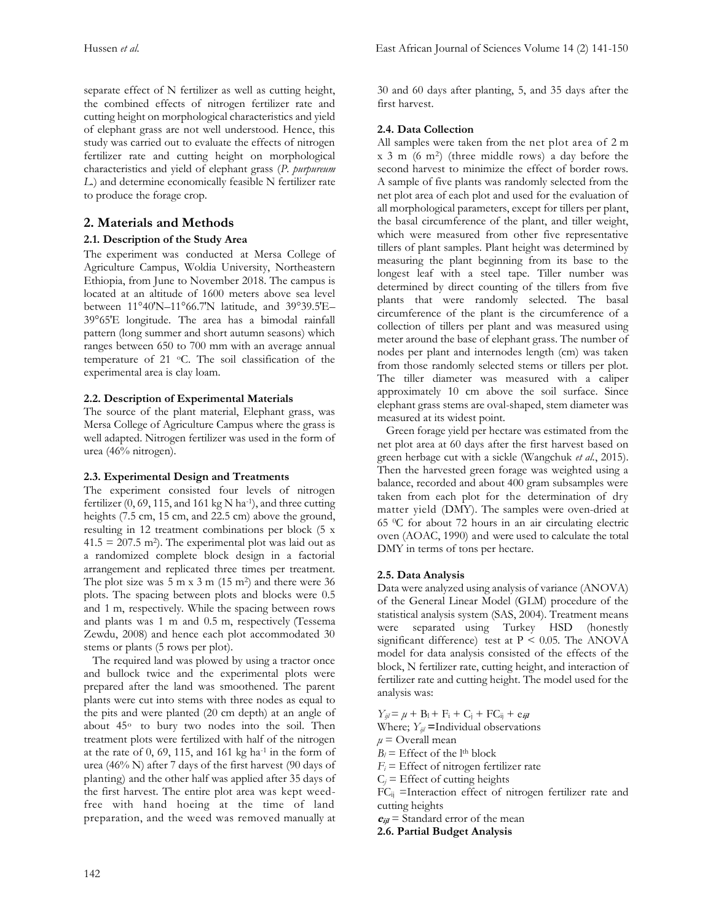separate effect of N fertilizer as well as cutting height, the combined effects of nitrogen fertilizer rate and cutting height on morphological characteristics and yield of elephant grass are not well understood. Hence, this study was carried out to evaluate the effects of nitrogen fertilizer rate and cutting height on morphological characteristics and yield of elephant grass (*P. purpureum L.*) and determine economically feasible N fertilizer rate to produce the forage crop.

## 2. Materials and Methods

### 2.1. Description of the Study Area

The experiment was conducted at Mersa College of Agriculture Campus, Woldia University, Northeastern Ethiopia, from June to November 2018. The campus is located at an altitude of 1600 meters above sea level between 11°40'N–11°66.7'N latitude, and 39°39.5'E–39°65'E longitude. The area has a bimodal rainfall pattern (long summer and short autumn seasons) which ranges between 650 to 700 mm with an average annual temperature of 21 °C. The soil classification of the experimental area is clay loam.

### 2.2. Description of Experimental Materials

The source of the plant material, Elephant grass, was Mersa College of Agriculture Campus where the grass is well adapted. Nitrogen fertilizer was used in the form of urea (46% nitrogen).

### 2.3. Experimental Design and Treatments

The experiment consisted four levels of nitrogen fertilizer (0, 69, 115, and 161 kg N ha$^{-1}$), and three cutting heights (7.5 cm, 15 cm, and 22.5 cm) above the ground, resulting in 12 treatment combinations per block (5 x 41.5 = 207.5 m$^2$). The experimental plot was laid out as a randomized complete block design in a factorial arrangement and replicated three times per treatment. The plot size was 5 m x 3 m (15 m$^2$) and there were 36 plots. The spacing between plots and blocks were 0.5 and 1 m, respectively. While the spacing between rows and plants was 1 m and 0.5 m, respectively (Tessema Zewdu, 2008) and hence each plot accommodated 30 stems or plants (5 rows per plot).

The required land was plowed by using a tractor once and bullock twice and the experimental plots were prepared after the land was smoothened. The parent plants were cut into stems with three nodes as equal to the pits and were planted (20 cm depth) at an angle of about 45° to bury two nodes into the soil. Then treatment plots were fertilized with half of the nitrogen at the rate of 0, 69, 115, and 161 kg ha$^{-1}$ in the form of urea (46% N) after 7 days of the first harvest (90 days of planting) and the other half was applied after 35 days of the first harvest. The entire plot area was kept weed-free with hand hoeing at the time of land preparation, and the weed was removed manually at 30 and 60 days after planting, 5, and 35 days after the first harvest.

### 2.4. Data Collection

All samples were taken from the net plot area of 2 m x 3 m (6 m$^2$) (three middle rows) a day before the second harvest to minimize the effect of border rows. A sample of five plants was randomly selected from the net plot area of each plot and used for the evaluation of all morphological parameters, except for tillers per plant, the basal circumference of the plant, and tiller weight, which were measured from other five representative tillers of plant samples. Plant height was determined by measuring the plant beginning from its base to the longest leaf with a steel tape. Tiller number was determined by direct counting of the tillers from five plants that were randomly selected. The basal circumference of the plant is the circumference of a collection of tillers per plant and was measured using meter around the base of elephant grass. The number of nodes per plant and internodes length (cm) was taken from those randomly selected stems or tillers per plot. The tiller diameter was measured with a caliper approximately 10 cm above the soil surface. Since elephant grass stems are oval-shaped, stem diameter was measured at its widest point.

Green forage yield per hectare was estimated from the net plot area at 60 days after the first harvest based on green herbage cut with a sickle (Wangchuk *et al*., 2015). Then the harvested green forage was weighted using a balance, recorded and about 400 gram subsamples were taken from each plot for the determination of dry matter yield (DMY). The samples were oven-dried at 65 °C for about 72 hours in an air circulating electric oven (AOAC, 1990) and were used to calculate the total DMY in terms of tons per hectare.

### 2.5. Data Analysis

Data were analyzed using analysis of variance (ANOVA) of the General Linear Model (GLM) procedure of the statistical analysis system (SAS, 2004). Treatment means were separated using Turkey HSD (honestly significant difference) test at $P < 0.05$. The ANOVA model for data analysis consisted of the effects of the block, N fertilizer rate, cutting height, and interaction of fertilizer rate and cutting height. The model used for the analysis was:

$$Y_{ijl} = \mu + B_l + F_i + C_j + FC_{ij} + e_{ijl}$$

Where; $Y_{ijl}$ = Individual observations

$\mu$ = Overall mean

$B_l$ = Effect of the l$^{th}$ block

$F_i$ = Effect of nitrogen fertilizer rate

$C_j$ = Effect of cutting heights

$FC_{ij}$ = Interaction effect of nitrogen fertilizer rate and cutting heights

$e_{ijl}$ = Standard error of the mean

### 2.6. Partial Budget Analysis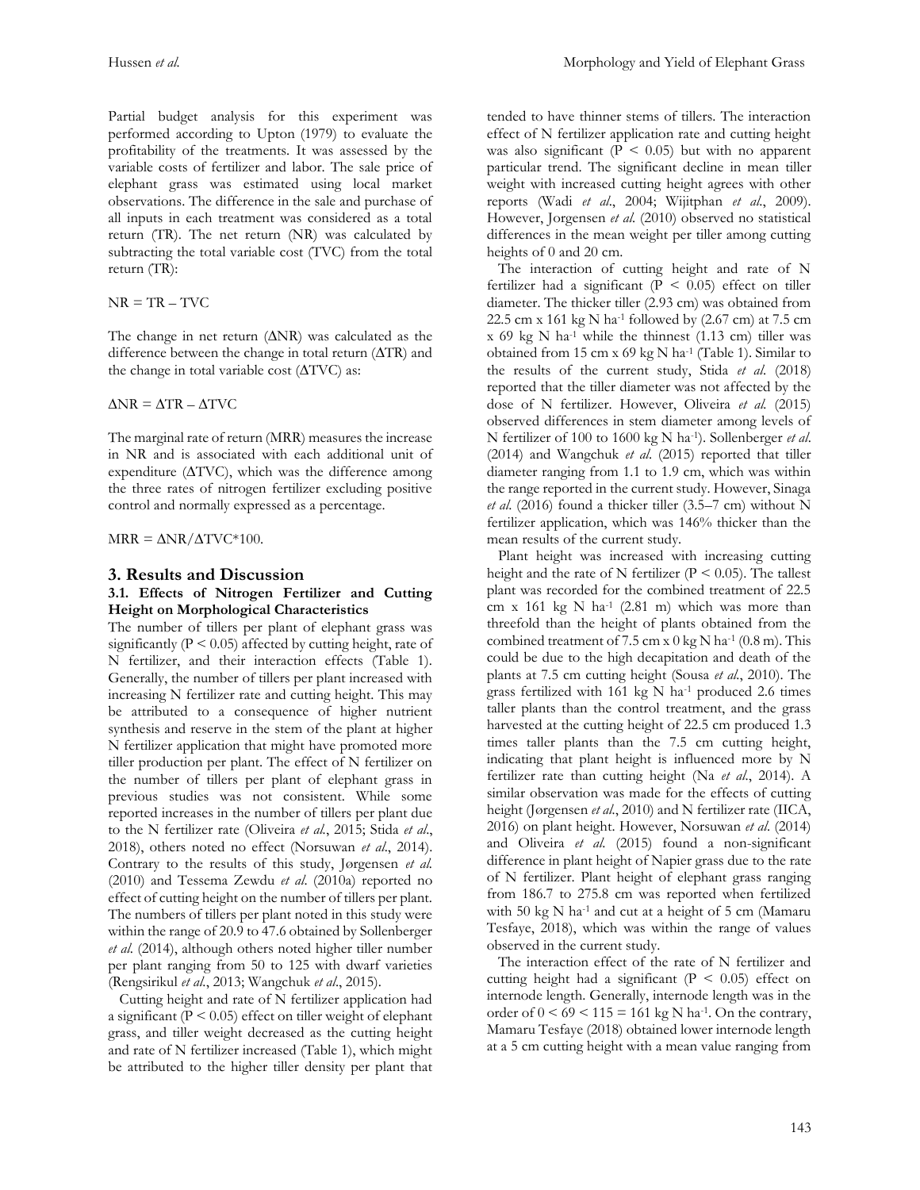Partial budget analysis for this experiment was performed according to Upton (1979) to evaluate the profitability of the treatments. It was assessed by the variable costs of fertilizer and labor. The sale price of elephant grass was estimated using local market observations. The difference in the sale and purchase of all inputs in each treatment was considered as a total return (TR). The net return (NR) was calculated by subtracting the total variable cost (TVC) from the total return (TR):

$$NR = TR - TVC$$

The change in net return (ΔNR) was calculated as the difference between the change in total return (ΔTR) and the change in total variable cost (ΔTVC) as:

$$\Delta NR = \Delta TR - \Delta TVC$$

The marginal rate of return (MRR) measures the increase in NR and is associated with each additional unit of expenditure (ΔTVC), which was the difference among the three rates of nitrogen fertilizer excluding positive control and normally expressed as a percentage.

$$MRR = \Delta NR/\Delta TVC*100.$$

## 3. Results and Discussion

### 3.1. Effects of Nitrogen Fertilizer and Cutting Height on Morphological Characteristics

The number of tillers per plant of elephant grass was significantly ($P < 0.05$) affected by cutting height, rate of N fertilizer, and their interaction effects (Table 1). Generally, the number of tillers per plant increased with increasing N fertilizer rate and cutting height. This may be attributed to a consequence of higher nutrient synthesis and reserve in the stem of the plant at higher N fertilizer application that might have promoted more tiller production per plant. The effect of N fertilizer on the number of tillers per plant of elephant grass in previous studies was not consistent. While some reported increases in the number of tillers per plant due to the N fertilizer rate (Oliveira *et al*., 2015; Stida *et al*., 2018), others noted no effect (Norsuwan *et al*., 2014). Contrary to the results of this study, Jørgensen *et al.* (2010) and Tessema Zewdu *et al*. (2010a) reported no effect of cutting height on the number of tillers per plant. The numbers of tillers per plant noted in this study were within the range of 20.9 to 47.6 obtained by Sollenberger *et al*. (2014), although others noted higher tiller number per plant ranging from 50 to 125 with dwarf varieties (Rengsirikul *et al*., 2013; Wangchuk *et al*., 2015).

Cutting height and rate of N fertilizer application had a significant ($P < 0.05$) effect on tiller weight of elephant grass, and tiller weight decreased as the cutting height and rate of N fertilizer increased (Table 1), which might be attributed to the higher tiller density per plant that tended to have thinner stems of tillers. The interaction effect of N fertilizer application rate and cutting height was also significant ($P < 0.05$) but with no apparent particular trend. The significant decline in mean tiller weight with increased cutting height agrees with other reports (Wadi *et al*., 2004; Wijitphan *et al*., 2009). However, Jorgensen *et al.* (2010) observed no statistical differences in the mean weight per tiller among cutting heights of 0 and 20 cm.

The interaction of cutting height and rate of N fertilizer had a significant ($P < 0.05$) effect on tiller diameter. The thicker tiller (2.93 cm) was obtained from 22.5 cm x 161 kg N ha$^{-1}$ followed by (2.67 cm) at 7.5 cm x 69 kg N ha$^{-1}$ while the thinnest (1.13 cm) tiller was obtained from 15 cm x 69 kg N ha$^{-1}$ (Table 1). Similar to the results of the current study, Stida *et al*. (2018) reported that the tiller diameter was not affected by the dose of N fertilizer. However, Oliveira *et al.* (2015) observed differences in stem diameter among levels of N fertilizer of 100 to 1600 kg N ha$^{-1}$). Sollenberger *et al*. (2014) and Wangchuk *et al*. (2015) reported that tiller diameter ranging from 1.1 to 1.9 cm, which was within the range reported in the current study. However, Sinaga *et al.* (2016) found a thicker tiller (3.5–7 cm) without N fertilizer application, which was 146% thicker than the mean results of the current study.

Plant height was increased with increasing cutting height and the rate of N fertilizer ($P < 0.05$). The tallest plant was recorded for the combined treatment of 22.5 cm x 161 kg N ha$^{-1}$ (2.81 m) which was more than threefold than the height of plants obtained from the combined treatment of 7.5 cm x 0 kg N ha$^{-1}$ (0.8 m). This could be due to the high decapitation and death of the plants at 7.5 cm cutting height (Sousa *et al*., 2010). The grass fertilized with 161 kg N ha$^{-1}$ produced 2.6 times taller plants than the control treatment, and the grass harvested at the cutting height of 22.5 cm produced 1.3 times taller plants than the 7.5 cm cutting height, indicating that plant height is influenced more by N fertilizer rate than cutting height (Na *et al*., 2014). A similar observation was made for the effects of cutting height (Jørgensen *et al*., 2010) and N fertilizer rate (IICA, 2016) on plant height. However, Norsuwan *et al.* (2014) and Oliveira *et al.* (2015) found a non-significant difference in plant height of Napier grass due to the rate of N fertilizer. Plant height of elephant grass ranging from 186.7 to 275.8 cm was reported when fertilized with 50 kg N ha$^{-1}$ and cut at a height of 5 cm (Mamaru Tesfaye, 2018), which was within the range of values observed in the current study.

The interaction effect of the rate of N fertilizer and cutting height had a significant ($P < 0.05$) effect on internode length. Generally, internode length was in the order of $0 < 69 < 115 = 161$ kg N ha$^{-1}$. On the contrary, Mamaru Tesfaye (2018) obtained lower internode length at a 5 cm cutting height with a mean value ranging from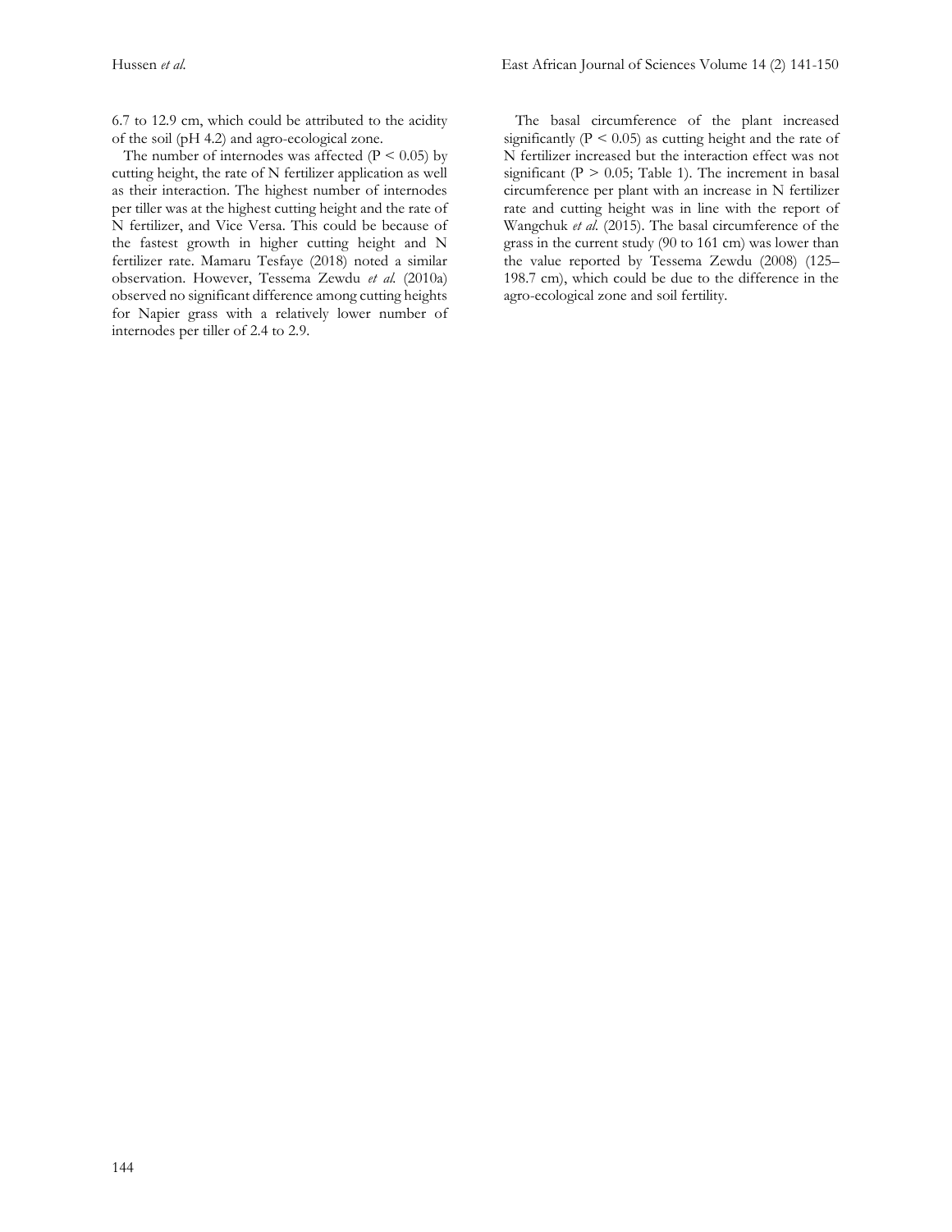6.7 to 12.9 cm, which could be attributed to the acidity of the soil (pH 4.2) and agro-ecological zone.

The number of internodes was affected ($P < 0.05$) by cutting height, the rate of N fertilizer application as well as their interaction. The highest number of internodes per tiller was at the highest cutting height and the rate of N fertilizer, and Vice Versa. This could be because of the fastest growth in higher cutting height and N fertilizer rate. Mamaru Tesfaye (2018) noted a similar observation. However, Tessema Zewdu *et al.* (2010a) observed no significant difference among cutting heights for Napier grass with a relatively lower number of internodes per tiller of 2.4 to 2.9.

The basal circumference of the plant increased significantly ($P < 0.05$) as cutting height and the rate of N fertilizer increased but the interaction effect was not significant ($P > 0.05$; Table 1). The increment in basal circumference per plant with an increase in N fertilizer rate and cutting height was in line with the report of Wangchuk *et al.* (2015). The basal circumference of the grass in the current study (90 to 161 cm) was lower than the value reported by Tessema Zewdu (2008) (125–198.7 cm), which could be due to the difference in the agro-ecological zone and soil fertility.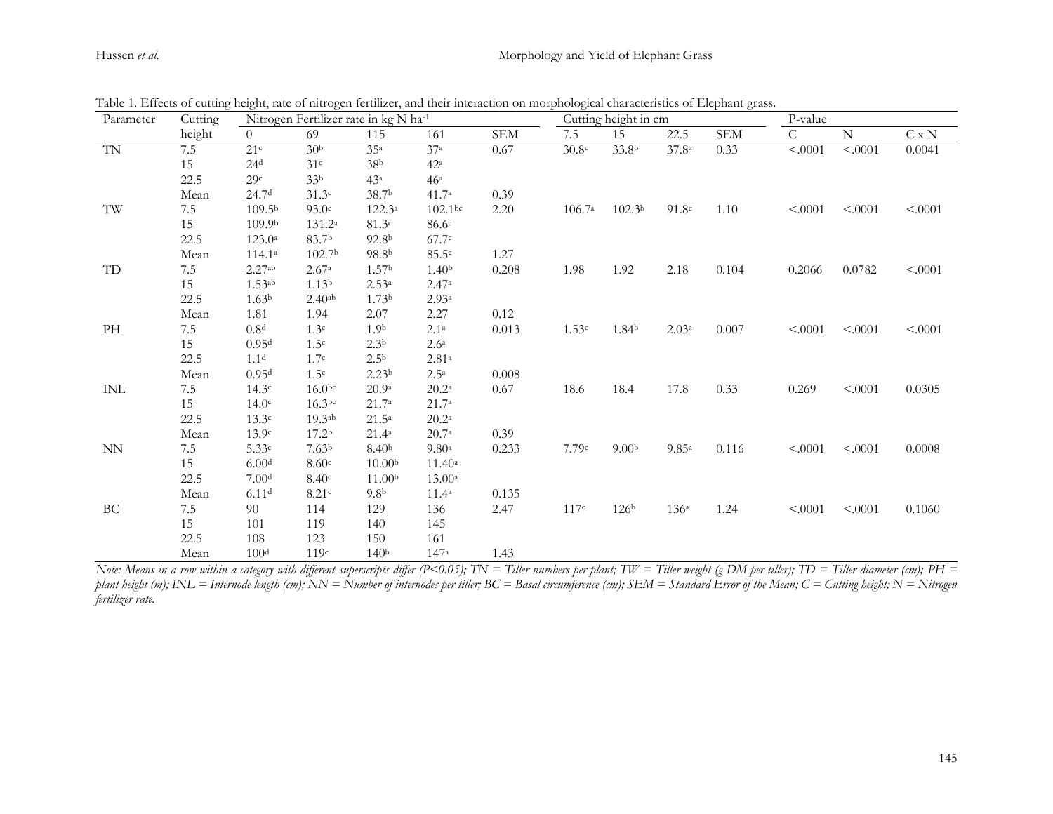Table 1. Effects of cutting height, rate of nitrogen fertilizer, and their interaction on morphological characteristics of Elephant grass.

| Parameter | Cutting height | Nitrogen Fertilizer rate in kg N ha$^{-1}$ | | | | | Cutting height in cm | | | | P-value | | |
|---|---|---|---|---|---|---|---|---|---|---|---|---|---|
| | | 0 | 69 | 115 | 161 | SEM | 7.5 | 15 | 22.5 | SEM | C | N | C x N |
| TN | 7.5 | 21$^{c}$ | 30$^{b}$ | 35$^{a}$ | 37$^{a}$ | 0.67 | 30.8$^{c}$ | 33.8$^{b}$ | 37.8$^{a}$ | 0.33 | <.0001 | <.0001 | 0.0041 |
| | 15 | 24$^{d}$ | 31$^{c}$ | 38$^{b}$ | 42$^{a}$ | | | | | | | | |
| | 22.5 | 29$^{c}$ | 33$^{b}$ | 43$^{a}$ | 46$^{a}$ | | | | | | | | |
| | Mean | 24.7$^{d}$ | 31.3$^{c}$ | 38.7$^{b}$ | 41.7$^{a}$ | 0.39 | | | | | | | |
| TW | 7.5 | 109.5$^{b}$ | 93.0$^{c}$ | 122.3$^{a}$ | 102.1$^{bc}$ | 2.20 | 106.7$^{a}$ | 102.3$^{b}$ | 91.8$^{c}$ | 1.10 | <.0001 | <.0001 | <.0001 |
| | 15 | 109.9$^{b}$ | 131.2$^{a}$ | 81.3$^{c}$ | 86.6$^{c}$ | | | | | | | | |
| | 22.5 | 123.0$^{a}$ | 83.7$^{b}$ | 92.8$^{b}$ | 67.7$^{c}$ | | | | | | | | |
| | Mean | 114.1$^{a}$ | 102.7$^{b}$ | 98.8$^{b}$ | 85.5$^{c}$ | 1.27 | | | | | | | |
| TD | 7.5 | 2.27$^{ab}$ | 2.67$^{a}$ | 1.57$^{b}$ | 1.40$^{b}$ | 0.208 | 1.98 | 1.92 | 2.18 | 0.104 | 0.2066 | 0.0782 | <.0001 |
| | 15 | 1.53$^{ab}$ | 1.13$^{b}$ | 2.53$^{a}$ | 2.47$^{a}$ | | | | | | | | |
| | 22.5 | 1.63$^{b}$ | 2.40$^{ab}$ | 1.73$^{b}$ | 2.93$^{a}$ | | | | | | | | |
| | Mean | 1.81 | 1.94 | 2.07 | 2.27 | 0.12 | | | | | | | |
| PH | 7.5 | 0.8$^{d}$ | 1.3$^{c}$ | 1.9$^{b}$ | 2.1$^{a}$ | 0.013 | 1.53$^{c}$ | 1.84$^{b}$ | 2.03$^{a}$ | 0.007 | <.0001 | <.0001 | <.0001 |
| | 15 | 0.95$^{d}$ | 1.5$^{c}$ | 2.3$^{b}$ | 2.6$^{a}$ | | | | | | | | |
| | 22.5 | 1.1$^{d}$ | 1.7$^{c}$ | 2.5$^{b}$ | 2.81$^{a}$ | | | | | | | | |
| | Mean | 0.95$^{d}$ | 1.5$^{c}$ | 2.23$^{b}$ | 2.5$^{a}$ | 0.008 | | | | | | | |
| INL | 7.5 | 14.3$^{c}$ | 16.0$^{bc}$ | 20.9$^{a}$ | 20.2$^{a}$ | 0.67 | 18.6 | 18.4 | 17.8 | 0.33 | 0.269 | <.0001 | 0.0305 |
| | 15 | 14.0$^{c}$ | 16.3$^{bc}$ | 21.7$^{a}$ | 21.7$^{a}$ | | | | | | | | |
| | 22.5 | 13.3$^{c}$ | 19.3$^{ab}$ | 21.5$^{a}$ | 20.2$^{a}$ | | | | | | | | |
| | Mean | 13.9$^{c}$ | 17.2$^{b}$ | 21.4$^{a}$ | 20.7$^{a}$ | 0.39 | | | | | | | |
| NN | 7.5 | 5.33$^{c}$ | 7.63$^{b}$ | 8.40$^{b}$ | 9.80$^{a}$ | 0.233 | 7.79$^{c}$ | 9.00$^{b}$ | 9.85$^{a}$ | 0.116 | <.0001 | <.0001 | 0.0008 |
| | 15 | 6.00$^{d}$ | 8.60$^{c}$ | 10.00$^{b}$ | 11.40$^{a}$ | | | | | | | | |
| | 22.5 | 7.00$^{d}$ | 8.40$^{c}$ | 11.00$^{b}$ | 13.00$^{a}$ | | | | | | | | |
| | Mean | 6.11$^{d}$ | 8.21$^{c}$ | 9.8$^{b}$ | 11.4$^{a}$ | 0.135 | | | | | | | |
| BC | 7.5 | 90 | 114 | 129 | 136 | 2.47 | 117$^{c}$ | 126$^{b}$ | 136$^{a}$ | 1.24 | <.0001 | <.0001 | 0.1060 |
| | 15 | 101 | 119 | 140 | 145 | | | | | | | | |
| | 22.5 | 108 | 123 | 150 | 161 | | | | | | | | |
| | Mean | 100$^{d}$ | 119$^{c}$ | 140$^{b}$ | 147$^{a}$ | 1.43 | | | | | | | |

*Note: Means in a row within a category with different superscripts differ (P<0.05); TN = Tiller numbers per plant; TW = Tiller weight (g DM per tiller); TD = Tiller diameter (cm); PH = plant height (m); INL = Internode length (cm); NN = Number of internodes per tiller; BC = Basal circumference (cm); SEM = Standard Error of the Mean; C = Cutting height; N = Nitrogen fertilizer rate.*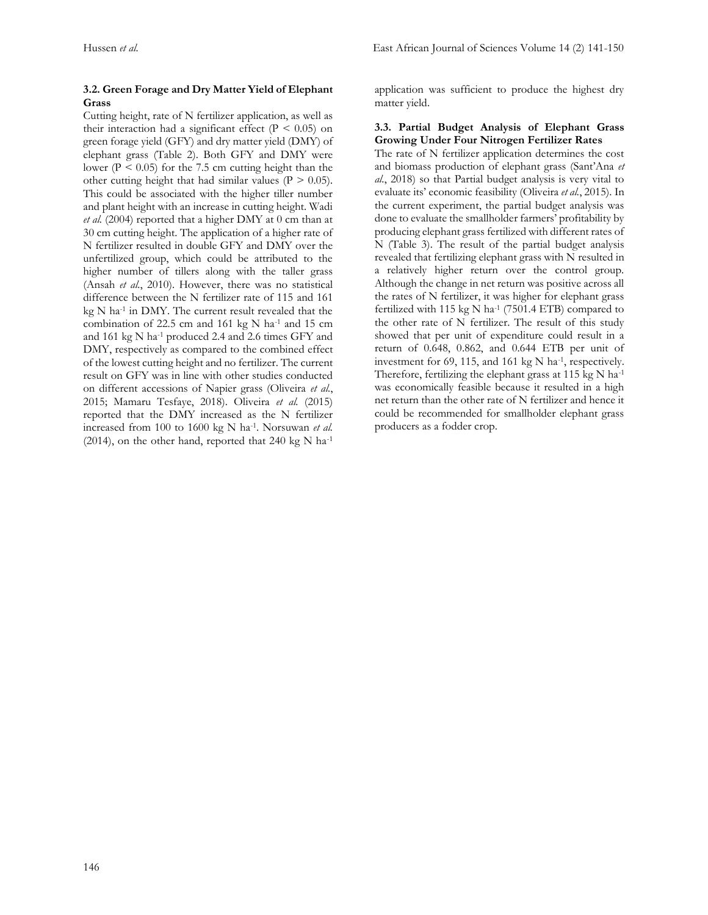### 3.2. Green Forage and Dry Matter Yield of Elephant Grass

Cutting height, rate of N fertilizer application, as well as their interaction had a significant effect ($P < 0.05$) on green forage yield (GFY) and dry matter yield (DMY) of elephant grass (Table 2). Both GFY and DMY were lower ($P < 0.05$) for the 7.5 cm cutting height than the other cutting height that had similar values ($P > 0.05$). This could be associated with the higher tiller number and plant height with an increase in cutting height. Wadi *et al.* (2004) reported that a higher DMY at 0 cm than at 30 cm cutting height. The application of a higher rate of N fertilizer resulted in double GFY and DMY over the unfertilized group, which could be attributed to the higher number of tillers along with the taller grass (Ansah *et al.*, 2010). However, there was no statistical difference between the N fertilizer rate of 115 and 161 kg N ha$^{-1}$ in DMY. The current result revealed that the combination of 22.5 cm and 161 kg N ha$^{-1}$ and 15 cm and 161 kg N ha$^{-1}$ produced 2.4 and 2.6 times GFY and DMY, respectively as compared to the combined effect of the lowest cutting height and no fertilizer. The current result on GFY was in line with other studies conducted on different accessions of Napier grass (Oliveira *et al.*, 2015; Mamaru Tesfaye, 2018). Oliveira *et al.* (2015) reported that the DMY increased as the N fertilizer increased from 100 to 1600 kg N ha$^{-1}$. Norsuwan *et al.* (2014), on the other hand, reported that 240 kg N ha$^{-1}$ application was sufficient to produce the highest dry matter yield.

### 3.3. Partial Budget Analysis of Elephant Grass Growing Under Four Nitrogen Fertilizer Rates

The rate of N fertilizer application determines the cost and biomass production of elephant grass (Sant'Ana *et al.*, 2018) so that Partial budget analysis is very vital to evaluate its' economic feasibility (Oliveira *et al.*, 2015). In the current experiment, the partial budget analysis was done to evaluate the smallholder farmers' profitability by producing elephant grass fertilized with different rates of N (Table 3). The result of the partial budget analysis revealed that fertilizing elephant grass with N resulted in a relatively higher return over the control group. Although the change in net return was positive across all the rates of N fertilizer, it was higher for elephant grass fertilized with 115 kg N ha$^{-1}$ (7501.4 ETB) compared to the other rate of N fertilizer. The result of this study showed that per unit of expenditure could result in a return of 0.648, 0.862, and 0.644 ETB per unit of investment for 69, 115, and 161 kg N ha$^{-1}$, respectively. Therefore, fertilizing the elephant grass at 115 kg N ha$^{-1}$ was economically feasible because it resulted in a high net return than the other rate of N fertilizer and hence it could be recommended for smallholder elephant grass producers as a fodder crop.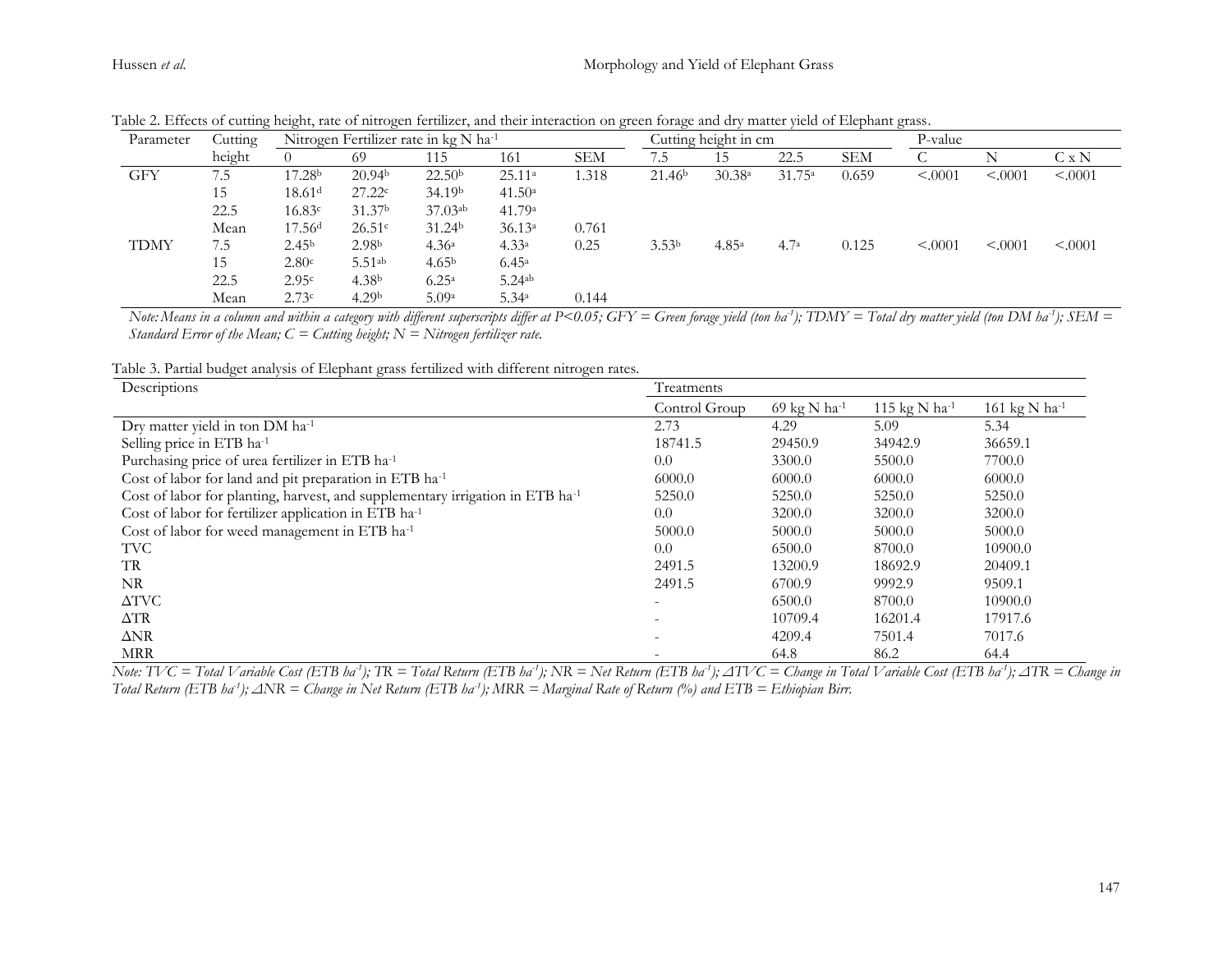Table 2. Effects of cutting height, rate of nitrogen fertilizer, and their interaction on green forage and dry matter yield of Elephant grass.

| Parameter | Cutting height | Nitrogen Fertilizer rate in kg N ha$^{-1}$ | | | | | Cutting height in cm | | | | P-value | | |
|---|---|---|---|---|---|---|---|---|---|---|---|---|---|
| | | 0 | 69 | 115 | 161 | SEM | 7.5 | 15 | 22.5 | SEM | C | N | C x N |
| GFY | 7.5 | 17.28$^{b}$ | 20.94$^{b}$ | 22.50$^{b}$ | 25.11$^{a}$ | 1.318 | 21.46$^{b}$ | 30.38$^{a}$ | 31.75$^{a}$ | 0.659 | <.0001 | <.0001 | <.0001 |
| | 15 | 18.61$^{d}$ | 27.22$^{c}$ | 34.19$^{b}$ | 41.50$^{a}$ | | | | | | | | |
| | 22.5 | 16.83$^{c}$ | 31.37$^{b}$ | 37.03$^{ab}$ | 41.79$^{a}$ | | | | | | | | |
| | Mean | 17.56$^{d}$ | 26.51$^{c}$ | 31.24$^{b}$ | 36.13$^{a}$ | 0.761 | | | | | | | |
| TDMY | 7.5 | 2.45$^{b}$ | 2.98$^{b}$ | 4.36$^{a}$ | 4.33$^{a}$ | 0.25 | 3.53$^{b}$ | 4.85$^{a}$ | 4.7$^{a}$ | 0.125 | <.0001 | <.0001 | <.0001 |
| | 15 | 2.80$^{c}$ | 5.51$^{ab}$ | 4.65$^{b}$ | 6.45$^{a}$ | | | | | | | | |
| | 22.5 | 2.95$^{c}$ | 4.38$^{b}$ | 6.25$^{a}$ | 5.24$^{ab}$ | | | | | | | | |
| | Mean | 2.73$^{c}$ | 4.29$^{b}$ | 5.09$^{a}$ | 5.34$^{a}$ | 0.144 | | | | | | | |

*Note: Means in a column and within a category with different superscripts differ at P<0.05; GFY = Green forage yield (ton ha$^{-1}$); TDMY = Total dry matter yield (ton DM ha$^{-1}$); SEM = Standard Error of the Mean; C = Cutting height; N = Nitrogen fertilizer rate.*

Table 3. Partial budget analysis of Elephant grass fertilized with different nitrogen rates.

| Descriptions | Treatments | | | |
|---|---|---|---|---|
| | Control Group | 69 kg N ha$^{-1}$ | 115 kg N ha$^{-1}$ | 161 kg N ha$^{-1}$ |
| Dry matter yield in ton DM ha$^{-1}$ | 2.73 | 4.29 | 5.09 | 5.34 |
| Selling price in ETB ha$^{-1}$ | 18741.5 | 29450.9 | 34942.9 | 36659.1 |
| Purchasing price of urea fertilizer in ETB ha$^{-1}$ | 0.0 | 3300.0 | 5500.0 | 7700.0 |
| Cost of labor for land and pit preparation in ETB ha$^{-1}$ | 6000.0 | 6000.0 | 6000.0 | 6000.0 |
| Cost of labor for planting, harvest, and supplementary irrigation in ETB ha$^{-1}$ | 5250.0 | 5250.0 | 5250.0 | 5250.0 |
| Cost of labor for fertilizer application in ETB ha$^{-1}$ | 0.0 | 3200.0 | 3200.0 | 3200.0 |
| Cost of labor for weed management in ETB ha$^{-1}$ | 5000.0 | 5000.0 | 5000.0 | 5000.0 |
| TVC | 0.0 | 6500.0 | 8700.0 | 10900.0 |
| TR | 2491.5 | 13200.9 | 18692.9 | 20409.1 |
| NR | 2491.5 | 6700.9 | 9992.9 | 9509.1 |
| ΔTVC | - | 6500.0 | 8700.0 | 10900.0 |
| ΔTR | - | 10709.4 | 16201.4 | 17917.6 |
| ΔNR | - | 4209.4 | 7501.4 | 7017.6 |
| MRR | - | 64.8 | 86.2 | 64.4 |

*Note: TVC = Total Variable Cost (ETB ha$^{-1}$); TR = Total Return (ETB ha$^{-1}$); NR = Net Return (ETB ha$^{-1}$); ΔTVC = Change in Total Variable Cost (ETB ha$^{-1}$); ΔTR = Change in Total Return (ETB ha$^{-1}$); ΔNR = Change in Net Return (ETB ha$^{-1}$); MRR = Marginal Rate of Return (%) and ETB = Ethiopian Birr.*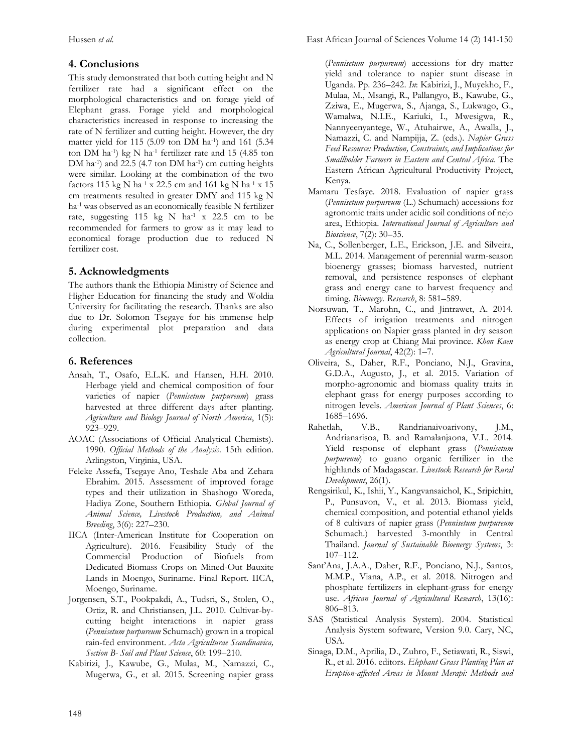## 4. Conclusions

This study demonstrated that both cutting height and N fertilizer rate had a significant effect on the morphological characteristics and on forage yield of Elephant grass. Forage yield and morphological characteristics increased in response to increasing the rate of N fertilizer and cutting height. However, the dry matter yield for 115 (5.09 ton DM ha$^{-1}$) and 161 (5.34 ton DM ha$^{-1}$) kg N ha$^{-1}$ fertilizer rate and 15 (4.85 ton DM ha$^{-1}$) and 22.5 (4.7 ton DM ha$^{-1}$) cm cutting heights were similar. Looking at the combination of the two factors 115 kg N ha$^{-1}$ x 22.5 cm and 161 kg N ha$^{-1}$ x 15 cm treatments resulted in greater DMY and 115 kg N ha$^{-1}$ was observed as an economically feasible N fertilizer rate, suggesting 115 kg N ha$^{-1}$ x 22.5 cm to be recommended for farmers to grow as it may lead to economical forage production due to reduced N fertilizer cost.

## 5. Acknowledgments

The authors thank the Ethiopia Ministry of Science and Higher Education for financing the study and Woldia University for facilitating the research. Thanks are also due to Dr. Solomon Tsegaye for his immense help during experimental plot preparation and data collection.

## 6. References

Ansah, T., Osafo, E.L.K. and Hansen, H.H. 2010. Herbage yield and chemical composition of four varieties of napier (*Pennisetum purpureum*) grass harvested at three different days after planting. *Agriculture and Biology Journal of North America*, 1(5): 923–929.

AOAC (Associations of Official Analytical Chemists). 1990. *Official Methods of the Analysis*. 15th edition. Arlingston, Virginia, USA.

Feleke Assefa, Tsegaye Ano, Teshale Aba and Zehara Ebrahim. 2015. Assessment of improved forage types and their utilization in Shashogo Woreda, Hadiya Zone, Southern Ethiopia. *Global Journal of Animal Science, Livestock Production, and Animal Breeding*, 3(6): 227–230.

IICA (Inter-American Institute for Cooperation on Agriculture). 2016. Feasibility Study of the Commercial Production of Biofuels from Dedicated Biomass Crops on Mined-Out Bauxite Lands in Moengo, Suriname. Final Report. IICA, Moengo, Suriname.

Jorgensen, S.T., Pookpakdi, A., Tudsri, S., Stolen, O., Ortiz, R. and Christiansen, J.L. 2010. Cultivar-by-cutting height interactions in napier grass (*Pennisetum purpureum* Schumach) grown in a tropical rain-fed environment. *Acta Agriculturae Scandinavica, Section B- Soil and Plant Science*, 60: 199–210.

Kabirizi, J., Kawube, G., Mulaa, M., Namazzi, C., Mugerwa, G., et al. 2015. Screening napier grass (*Pennisetum purpureum*) accessions for dry matter yield and tolerance to napier stunt disease in Uganda. Pp. 236–242. *In*: Kabirizi, J., Muyekho, F., Mulaa, M., Msangi, R., Pallangyo, B., Kawube, G., Zziwa, E., Mugerwa, S., Ajanga, S., Lukwago, G., Wamalwa, N.I.E., Kariuki, I., Mwesigwa, R., Nannyeenyantege, W., Atuhairwe, A., Awalla, J., Namazzi, C. and Nampijja, Z. (eds.). *Napier Grass Feed Resource: Production, Constraints, and Implications for Smallholder Farmers in Eastern and Central Africa*. The Eastern African Agricultural Productivity Project, Kenya.

Mamaru Tesfaye. 2018. Evaluation of napier grass (*Pennisetum purpureum* (L.) Schumach) accessions for agronomic traits under acidic soil conditions of nejo area, Ethiopia. *International Journal of Agriculture and Bioscience*, 7(2): 30–35.

Na, C., Sollenberger, L.E., Erickson, J.E. and Silveira, M.L. 2014. Management of perennial warm-season bioenergy grasses; biomass harvested, nutrient removal, and persistence responses of elephant grass and energy cane to harvest frequency and timing. *Bioenergy. Research*, 8: 581–589.

Norsuwan, T., Marohn, C., and Jintrawet, A. 2014. Effects of irrigation treatments and nitrogen applications on Napier grass planted in dry season as energy crop at Chiang Mai province. *Khon Kaen Agricultural Journal*, 42(2): 1–7.

Oliveira, S., Daher, R.F., Ponciano, N.J., Gravina, G.D.A., Augusto, J., et al. 2015. Variation of morpho-agronomic and biomass quality traits in elephant grass for energy purposes according to nitrogen levels. *American Journal of Plant Sciences*, 6: 1685–1696.

Rahetlah, V.B., Randrianaivoarivony, J.M., Andrianarisoa, B. and Ramalanjaona, V.L. 2014. Yield response of elephant grass (*Pennisetum purpureum*) to guano organic fertilizer in the highlands of Madagascar. *Livestock Research for Rural Development*, 26(1).

Rengsirikul, K., Ishii, Y., Kangvansaichol, K., Sripichitt, P., Punsuvon, V., et al. 2013. Biomass yield, chemical composition, and potential ethanol yields of 8 cultivars of napier grass (*Pennisetum purpureum* Schumach.) harvested 3-monthly in Central Thailand. *Journal of Sustainable Bioenergy Systems*, 3: 107–112.

Sant'Ana, J.A.A., Daher, R.F., Ponciano, N.J., Santos, M.M.P., Viana, A.P., et al. 2018. Nitrogen and phosphate fertilizers in elephant-grass for energy use. *African Journal of Agricultural Research*, 13(16): 806–813.

SAS (Statistical Analysis System). 2004. Statistical Analysis System software, Version 9.0. Cary, NC, USA.

Sinaga, D.M., Aprilia, D., Zuhro, F., Setiawati, R., Siswi, R., et al. 2016. editors. *Elephant Grass Planting Plan at Eruption-affected Areas in Mount Merapi: Methods and*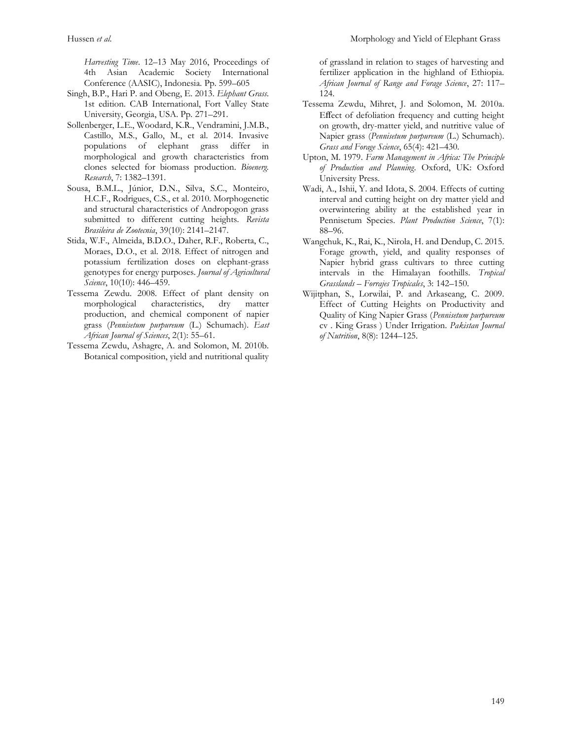*Harvesting Time*. 12–13 May 2016, Proceedings of 4th Asian Academic Society International Conference (AASIC), Indonesia. Pp. 599–605

Singh, B.P., Hari P. and Obeng, E. 2013. *Elephant Grass*. 1st edition. CAB International, Fort Valley State University, Georgia, USA. Pp. 271–291.

Sollenberger, L.E., Woodard, K.R., Vendramini, J.M.B., Castillo, M.S., Gallo, M., et al. 2014. Invasive populations of elephant grass differ in morphological and growth characteristics from clones selected for biomass production. *Bioenerg. Research*, 7: 1382–1391.

Sousa, B.M.L., Júnior, D.N., Silva, S.C., Monteiro, H.C.F., Rodrigues, C.S., et al. 2010. Morphogenetic and structural characteristics of Andropogon grass submitted to different cutting heights. *Revista Brasileira de Zootecnia*, 39(10): 2141–2147.

Stida, W.F., Almeida, B.D.O., Daher, R.F., Roberta, C., Moraes, D.O., et al. 2018. Effect of nitrogen and potassium fertilization doses on elephant-grass genotypes for energy purposes. *Journal of Agricultural Science*, 10(10): 446–459.

Tessema Zewdu. 2008. Effect of plant density on morphological characteristics, dry matter production, and chemical component of napier grass (*Pennisetum purpureum* (L.) Schumach). *East African Journal of Sciences*, 2(1): 55–61.

Tessema Zewdu, Ashagre, A. and Solomon, M. 2010b. Botanical composition, yield and nutritional quality of grassland in relation to stages of harvesting and fertilizer application in the highland of Ethiopia. *African Journal of Range and Forage Science*, 27: 117–124.

Tessema Zewdu, Mihret, J. and Solomon, M. 2010a. Effect of defoliation frequency and cutting height on growth, dry-matter yield, and nutritive value of Napier grass (*Pennisetum purpureum* (L.) Schumach). *Grass and Forage Science*, 65(4): 421–430.

Upton, M. 1979. *Farm Management in Africa: The Principle of Production and Planning*. Oxford, UK: Oxford University Press.

Wadi, A., Ishii, Y. and Idota, S. 2004. Effects of cutting interval and cutting height on dry matter yield and overwintering ability at the established year in Pennisetum Species. *Plant Production Science*, 7(1): 88–96.

Wangchuk, K., Rai, K., Nirola, H. and Dendup, C. 2015. Forage growth, yield, and quality responses of Napier hybrid grass cultivars to three cutting intervals in the Himalayan foothills. *Tropical Grasslands – Forrajes Tropicales*, 3: 142–150.

Wijitphan, S., Lorwilai, P. and Arkaseang, C. 2009. Effect of Cutting Heights on Productivity and Quality of King Napier Grass (*Pennisetum purpureum* cv . King Grass ) Under Irrigation. *Pakistan Journal of Nutrition*, 8(8): 1244–125.